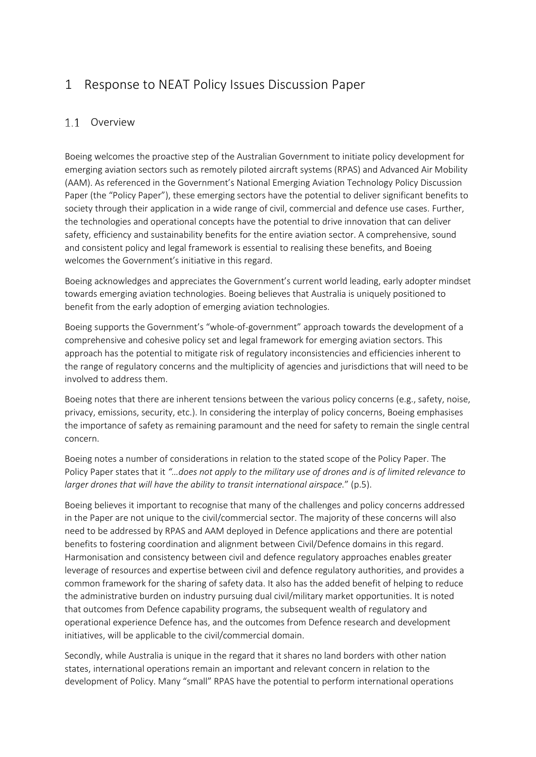# 1 Response to NEAT Policy Issues Discussion Paper

## 1.1 Overview

Boeing welcomes the proactive step of the Australian Government to initiate policy development for emerging aviation sectors such as remotely piloted aircraft systems (RPAS) and Advanced Air Mobility (AAM). As referenced in the Government's National Emerging Aviation Technology Policy Discussion Paper (the "Policy Paper"), these emerging sectors have the potential to deliver significant benefits to society through their application in a wide range of civil, commercial and defence use cases. Further, the technologies and operational concepts have the potential to drive innovation that can deliver safety, efficiency and sustainability benefits for the entire aviation sector. A comprehensive, sound and consistent policy and legal framework is essential to realising these benefits, and Boeing welcomes the Government's initiative in this regard.

Boeing acknowledges and appreciates the Government's current world leading, early adopter mindset towards emerging aviation technologies. Boeing believes that Australia is uniquely positioned to benefit from the early adoption of emerging aviation technologies.

Boeing supports the Government's "whole-of-government" approach towards the development of a comprehensive and cohesive policy set and legal framework for emerging aviation sectors. This approach has the potential to mitigate risk of regulatory inconsistencies and efficiencies inherent to the range of regulatory concerns and the multiplicity of agencies and jurisdictions that will need to be involved to address them.

Boeing notes that there are inherent tensions between the various policy concerns (e.g., safety, noise, privacy, emissions, security, etc.). In considering the interplay of policy concerns, Boeing emphasises the importance of safety as remaining paramount and the need for safety to remain the single central concern.

Boeing notes a number of considerations in relation to the stated scope of the Policy Paper. The Policy Paper states that it *"…does not apply to the military use of drones and is of limited relevance to larger drones that will have the ability to transit international airspace."* (p.5).

Boeing believes it important to recognise that many of the challenges and policy concerns addressed in the Paper are not unique to the civil/commercial sector. The majority of these concerns will also need to be addressed by RPAS and AAM deployed in Defence applications and there are potential benefits to fostering coordination and alignment between Civil/Defence domains in this regard. Harmonisation and consistency between civil and defence regulatory approaches enables greater leverage of resources and expertise between civil and defence regulatory authorities, and provides a common framework for the sharing of safety data. It also has the added benefit of helping to reduce the administrative burden on industry pursuing dual civil/military market opportunities. It is noted that outcomes from Defence capability programs, the subsequent wealth of regulatory and operational experience Defence has, and the outcomes from Defence research and development initiatives, will be applicable to the civil/commercial domain.

Secondly, while Australia is unique in the regard that it shares no land borders with other nation states, international operations remain an important and relevant concern in relation to the development of Policy. Many "small" RPAS have the potential to perform international operations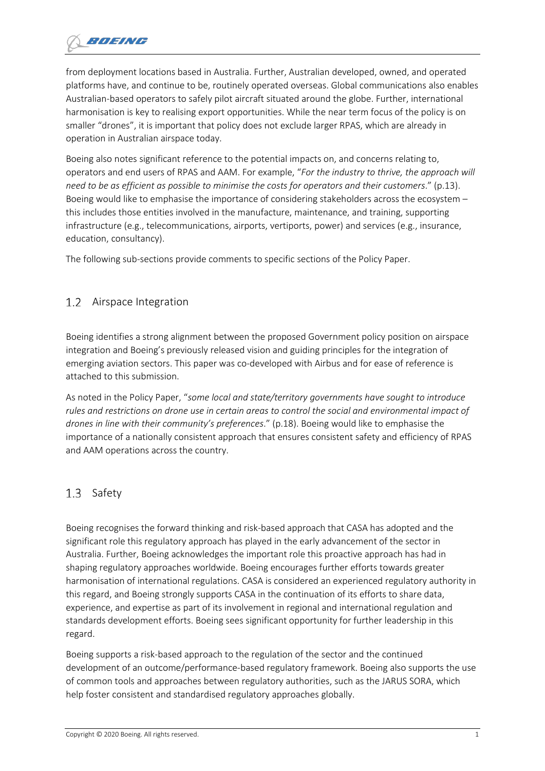from deployment locations based in Australia. Further, Australian developed, owned, and operated platforms have, and continue to be, routinely operated overseas. Global communications also enables Australian-based operators to safely pilot aircraft situated around the globe. Further, international harmonisation is key to realising export opportunities. While the near term focus of the policy is on smaller "drones", it is important that policy does not exclude larger RPAS, which are already in operation in Australian airspace today.

Boeing also notes significant reference to the potential impacts on, and concerns relating to, operators and end users of RPAS and AAM. For example, "*For the industry to thrive, the approach will need to be as efficient as possible to minimise the costs for operators and their customers*." (p.13). Boeing would like to emphasise the importance of considering stakeholders across the ecosystem – this includes those entities involved in the manufacture, maintenance, and training, supporting infrastructure (e.g., telecommunications, airports, vertiports, power) and services (e.g., insurance, education, consultancy).

The following sub-sections provide comments to specific sections of the Policy Paper.

## 1.2 Airspace Integration

Boeing identifies a strong alignment between the proposed Government policy position on airspace integration and Boeing's previously released vision and guiding principles for the integration of emerging aviation sectors. This paper was co-developed with Airbus and for ease of reference is attached to this submission.

As noted in the Policy Paper, "*some local and state/territory governments have sought to introduce rules and restrictions on drone use in certain areas to control the social and environmental impact of drones in line with their community's preferences*." (p.18). Boeing would like to emphasise the importance of a nationally consistent approach that ensures consistent safety and efficiency of RPAS and AAM operations across the country.

## 1.3 Safety

Boeing recognises the forward thinking and risk-based approach that CASA has adopted and the significant role this regulatory approach has played in the early advancement of the sector in Australia. Further, Boeing acknowledges the important role this proactive approach has had in shaping regulatory approaches worldwide. Boeing encourages further efforts towards greater harmonisation of international regulations. CASA is considered an experienced regulatory authority in this regard, and Boeing strongly supports CASA in the continuation of its efforts to share data, experience, and expertise as part of its involvement in regional and international regulation and standards development efforts. Boeing sees significant opportunity for further leadership in this regard.

Boeing supports a risk-based approach to the regulation of the sector and the continued development of an outcome/performance-based regulatory framework. Boeing also supports the use of common tools and approaches between regulatory authorities, such as the JARUS SORA, which help foster consistent and standardised regulatory approaches globally.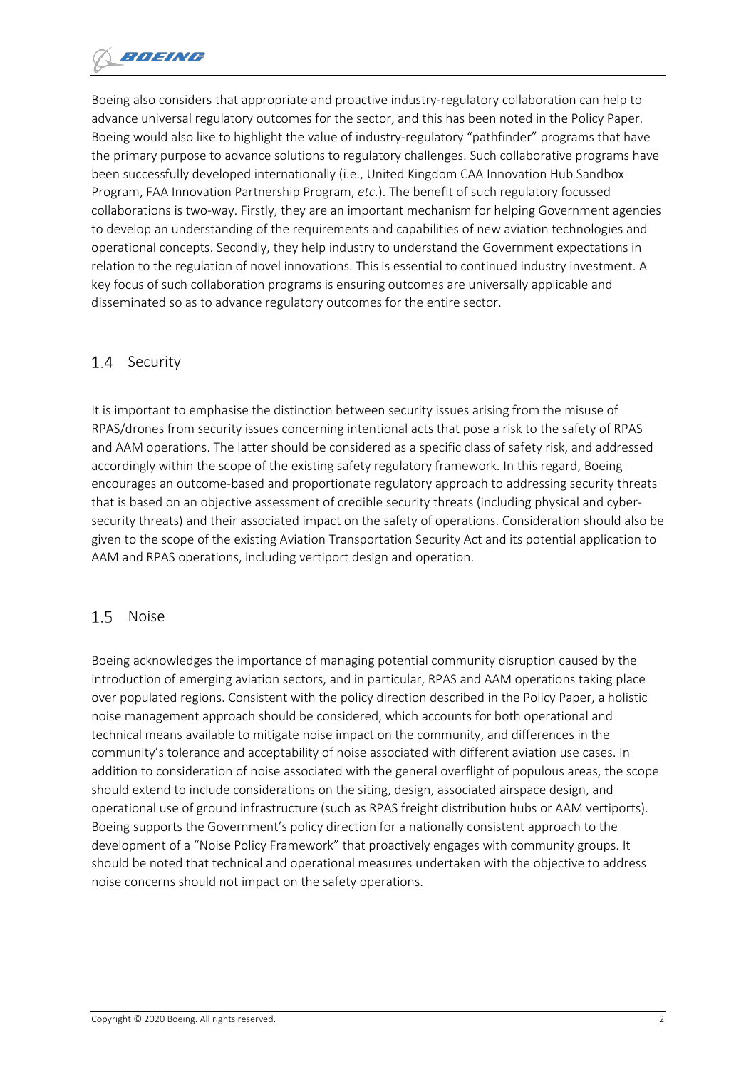Boeing also considers that appropriate and proactive industry-regulatory collaboration can help to advance universal regulatory outcomes for the sector, and this has been noted in the Policy Paper. Boeing would also like to highlight the value of industry-regulatory "pathfinder" programs that have the primary purpose to advance solutions to regulatory challenges. Such collaborative programs have been successfully developed internationally (i.e., United Kingdom CAA Innovation Hub Sandbox Program, FAA Innovation Partnership Program, *etc*.). The benefit of such regulatory focussed collaborations is two-way. Firstly, they are an important mechanism for helping Government agencies to develop an understanding of the requirements and capabilities of new aviation technologies and operational concepts. Secondly, they help industry to understand the Government expectations in relation to the regulation of novel innovations. This is essential to continued industry investment. A key focus of such collaboration programs is ensuring outcomes are universally applicable and disseminated so as to advance regulatory outcomes for the entire sector.

## 1.4 Security

It is important to emphasise the distinction between security issues arising from the misuse of RPAS/drones from security issues concerning intentional acts that pose a risk to the safety of RPAS and AAM operations. The latter should be considered as a specific class of safety risk, and addressed accordingly within the scope of the existing safety regulatory framework. In this regard, Boeing encourages an outcome-based and proportionate regulatory approach to addressing security threats that is based on an objective assessment of credible security threats (including physical and cyber-security threats) and their associated impact on the safety of operations. Consideration should also be given to the scope of the existing Aviation Transportation Security Act and its potential application to AAM and RPAS operations, including vertiport design and operation.

## 1.5 Noise

Boeing acknowledges the importance of managing potential community disruption caused by the introduction of emerging aviation sectors, and in particular, RPAS and AAM operations taking place over populated regions. Consistent with the policy direction described in the Policy Paper, a holistic noise management approach should be considered, which accounts for both operational and technical means available to mitigate noise impact on the community, and differences in the community's tolerance and acceptability of noise associated with different aviation use cases. In addition to consideration of noise associated with the general overflight of populous areas, the scope should extend to include considerations on the siting, design, associated airspace design, and operational use of ground infrastructure (such as RPAS freight distribution hubs or AAM vertiports). Boeing supports the Government's policy direction for a nationally consistent approach to the development of a "Noise Policy Framework" that proactively engages with community groups. It should be noted that technical and operational measures undertaken with the objective to address noise concerns should not impact on the safety operations.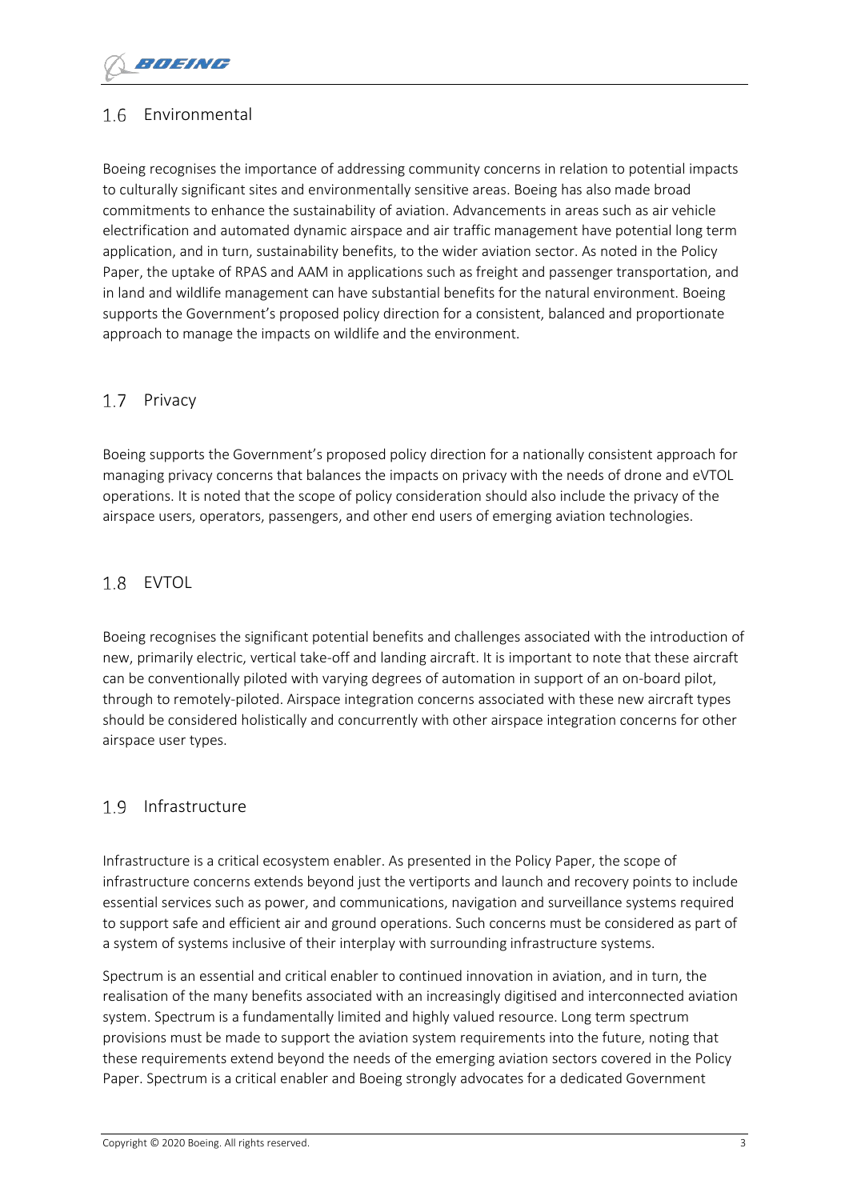## 1.6 Environmental

Boeing recognises the importance of addressing community concerns in relation to potential impacts to culturally significant sites and environmentally sensitive areas. Boeing has also made broad commitments to enhance the sustainability of aviation. Advancements in areas such as air vehicle electrification and automated dynamic airspace and air traffic management have potential long term application, and in turn, sustainability benefits, to the wider aviation sector. As noted in the Policy Paper, the uptake of RPAS and AAM in applications such as freight and passenger transportation, and in land and wildlife management can have substantial benefits for the natural environment. Boeing supports the Government's proposed policy direction for a consistent, balanced and proportionate approach to manage the impacts on wildlife and the environment.

## 1.7 Privacy

Boeing supports the Government's proposed policy direction for a nationally consistent approach for managing privacy concerns that balances the impacts on privacy with the needs of drone and eVTOL operations. It is noted that the scope of policy consideration should also include the privacy of the airspace users, operators, passengers, and other end users of emerging aviation technologies.

## 1.8 EVTOL

Boeing recognises the significant potential benefits and challenges associated with the introduction of new, primarily electric, vertical take-off and landing aircraft. It is important to note that these aircraft can be conventionally piloted with varying degrees of automation in support of an on-board pilot, through to remotely-piloted. Airspace integration concerns associated with these new aircraft types should be considered holistically and concurrently with other airspace integration concerns for other airspace user types.

## 1.9 Infrastructure

Infrastructure is a critical ecosystem enabler. As presented in the Policy Paper, the scope of infrastructure concerns extends beyond just the vertiports and launch and recovery points to include essential services such as power, and communications, navigation and surveillance systems required to support safe and efficient air and ground operations. Such concerns must be considered as part of a system of systems inclusive of their interplay with surrounding infrastructure systems.

Spectrum is an essential and critical enabler to continued innovation in aviation, and in turn, the realisation of the many benefits associated with an increasingly digitised and interconnected aviation system. Spectrum is a fundamentally limited and highly valued resource. Long term spectrum provisions must be made to support the aviation system requirements into the future, noting that these requirements extend beyond the needs of the emerging aviation sectors covered in the Policy Paper. Spectrum is a critical enabler and Boeing strongly advocates for a dedicated Government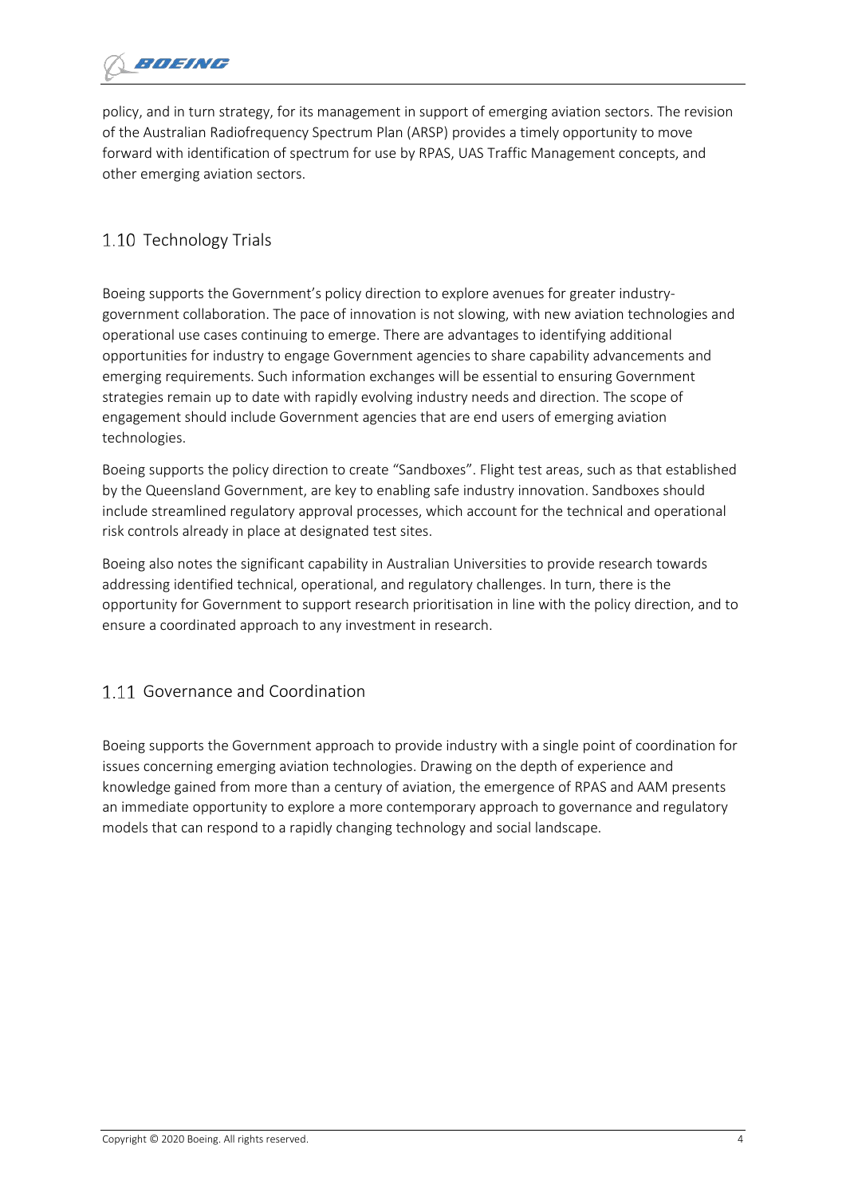policy, and in turn strategy, for its management in support of emerging aviation sectors. The revision of the Australian Radiofrequency Spectrum Plan (ARSP) provides a timely opportunity to move forward with identification of spectrum for use by RPAS, UAS Traffic Management concepts, and other emerging aviation sectors.

## 1.10 Technology Trials

Boeing supports the Government's policy direction to explore avenues for greater industry-government collaboration. The pace of innovation is not slowing, with new aviation technologies and operational use cases continuing to emerge. There are advantages to identifying additional opportunities for industry to engage Government agencies to share capability advancements and emerging requirements. Such information exchanges will be essential to ensuring Government strategies remain up to date with rapidly evolving industry needs and direction. The scope of engagement should include Government agencies that are end users of emerging aviation technologies.

Boeing supports the policy direction to create "Sandboxes". Flight test areas, such as that established by the Queensland Government, are key to enabling safe industry innovation. Sandboxes should include streamlined regulatory approval processes, which account for the technical and operational risk controls already in place at designated test sites.

Boeing also notes the significant capability in Australian Universities to provide research towards addressing identified technical, operational, and regulatory challenges. In turn, there is the opportunity for Government to support research prioritisation in line with the policy direction, and to ensure a coordinated approach to any investment in research.

## 1.11 Governance and Coordination

Boeing supports the Government approach to provide industry with a single point of coordination for issues concerning emerging aviation technologies. Drawing on the depth of experience and knowledge gained from more than a century of aviation, the emergence of RPAS and AAM presents an immediate opportunity to explore a more contemporary approach to governance and regulatory models that can respond to a rapidly changing technology and social landscape.